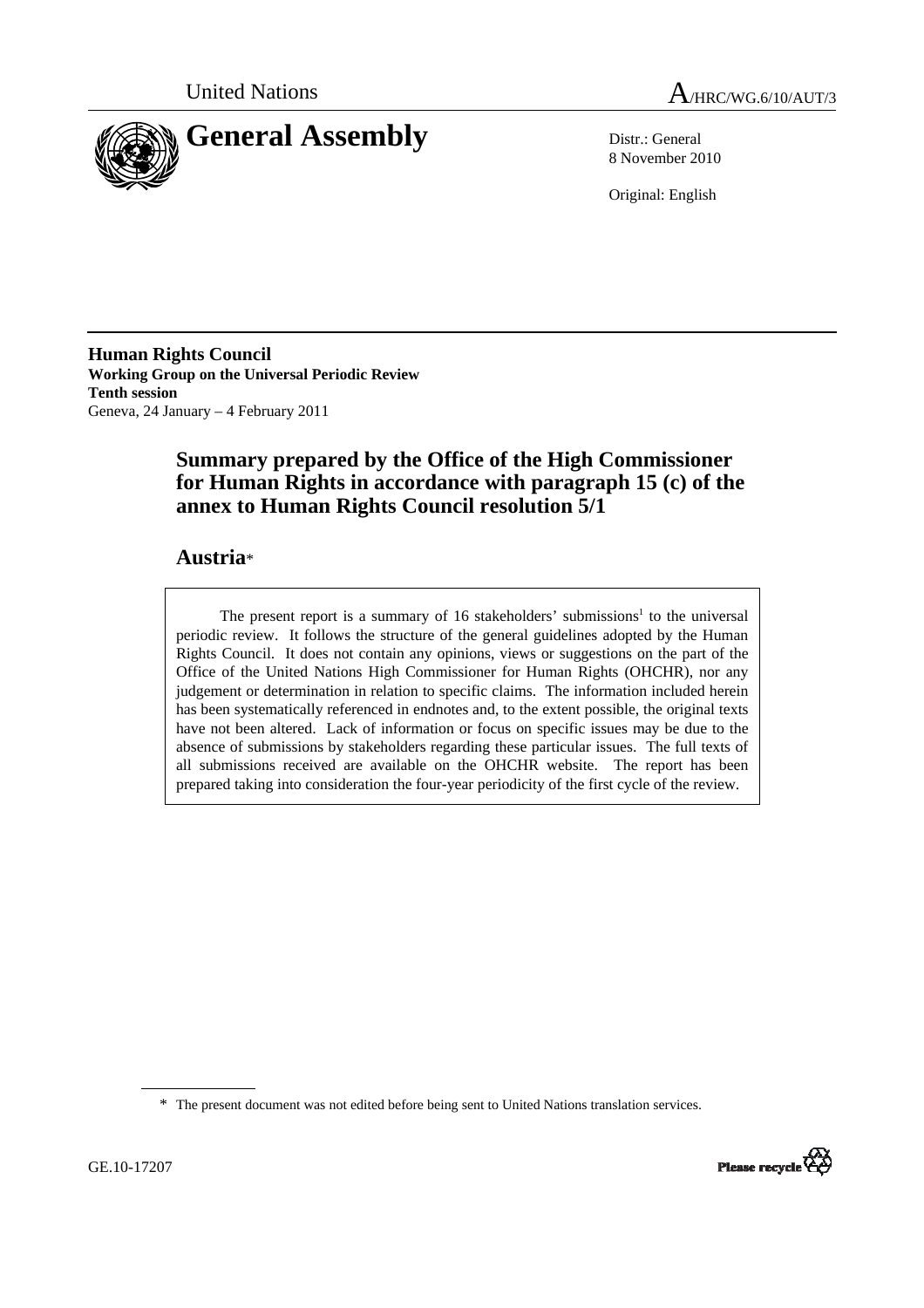United Nations

A/HRC/WG.6/10/AUT/3

# General Assembly

Distr.: General
8 November 2010

Original: English

**Human Rights Council**
**Working Group on the Universal Periodic Review**
**Tenth session**
Geneva, 24 January – 4 February 2011

## Summary prepared by the Office of the High Commissioner for Human Rights in accordance with paragraph 15 (c) of the annex to Human Rights Council resolution 5/1

## Austria*

The present report is a summary of 16 stakeholders' submissions[1] to the universal periodic review. It follows the structure of the general guidelines adopted by the Human Rights Council. It does not contain any opinions, views or suggestions on the part of the Office of the United Nations High Commissioner for Human Rights (OHCHR), nor any judgement or determination in relation to specific claims. The information included herein has been systematically referenced in endnotes and, to the extent possible, the original texts have not been altered. Lack of information or focus on specific issues may be due to the absence of submissions by stakeholders regarding these particular issues. The full texts of all submissions received are available on the OHCHR website. The report has been prepared taking into consideration the four-year periodicity of the first cycle of the review.

\* The present document was not edited before being sent to United Nations translation services.

GE.10-17207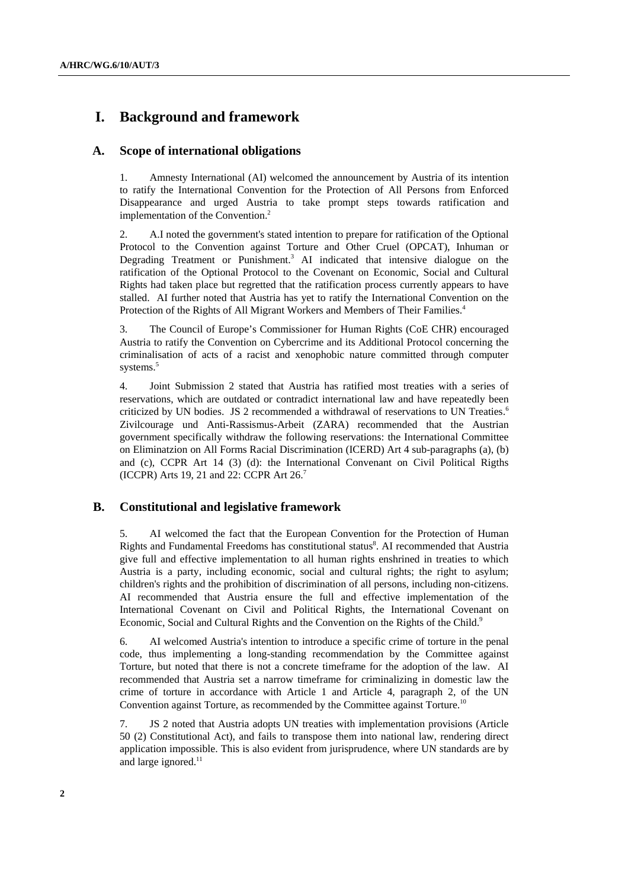# I. Background and framework

## A. Scope of international obligations

1. Amnesty International (AI) welcomed the announcement by Austria of its intention to ratify the International Convention for the Protection of All Persons from Enforced Disappearance and urged Austria to take prompt steps towards ratification and implementation of the Convention.[2]

2. A.I noted the government's stated intention to prepare for ratification of the Optional Protocol to the Convention against Torture and Other Cruel (OPCAT), Inhuman or Degrading Treatment or Punishment.[3] AI indicated that intensive dialogue on the ratification of the Optional Protocol to the Covenant on Economic, Social and Cultural Rights had taken place but regretted that the ratification process currently appears to have stalled. AI further noted that Austria has yet to ratify the International Convention on the Protection of the Rights of All Migrant Workers and Members of Their Families.[4]

3. The Council of Europe's Commissioner for Human Rights (CoE CHR) encouraged Austria to ratify the Convention on Cybercrime and its Additional Protocol concerning the criminalisation of acts of a racist and xenophobic nature committed through computer systems.[5]

4. Joint Submission 2 stated that Austria has ratified most treaties with a series of reservations, which are outdated or contradict international law and have repeatedly been criticized by UN bodies. JS 2 recommended a withdrawal of reservations to UN Treaties.[6] Zivilcourage und Anti-Rassismus-Arbeit (ZARA) recommended that the Austrian government specifically withdraw the following reservations: the International Committee on Eliminatzion on All Forms Racial Discrimination (ICERD) Art 4 sub-paragraphs (a), (b) and (c), CCPR Art 14 (3) (d): the International Convenant on Civil Political Rigths (ICCPR) Arts 19, 21 and 22: CCPR Art 26.[7]

## B. Constitutional and legislative framework

5. AI welcomed the fact that the European Convention for the Protection of Human Rights and Fundamental Freedoms has constitutional status[8]. AI recommended that Austria give full and effective implementation to all human rights enshrined in treaties to which Austria is a party, including economic, social and cultural rights; the right to asylum; children's rights and the prohibition of discrimination of all persons, including non-citizens. AI recommended that Austria ensure the full and effective implementation of the International Covenant on Civil and Political Rights, the International Covenant on Economic, Social and Cultural Rights and the Convention on the Rights of the Child.[9]

6. AI welcomed Austria's intention to introduce a specific crime of torture in the penal code, thus implementing a long-standing recommendation by the Committee against Torture, but noted that there is not a concrete timeframe for the adoption of the law. AI recommended that Austria set a narrow timeframe for criminalizing in domestic law the crime of torture in accordance with Article 1 and Article 4, paragraph 2, of the UN Convention against Torture, as recommended by the Committee against Torture.[10]

7. JS 2 noted that Austria adopts UN treaties with implementation provisions (Article 50 (2) Constitutional Act), and fails to transpose them into national law, rendering direct application impossible. This is also evident from jurisprudence, where UN standards are by and large ignored.[11]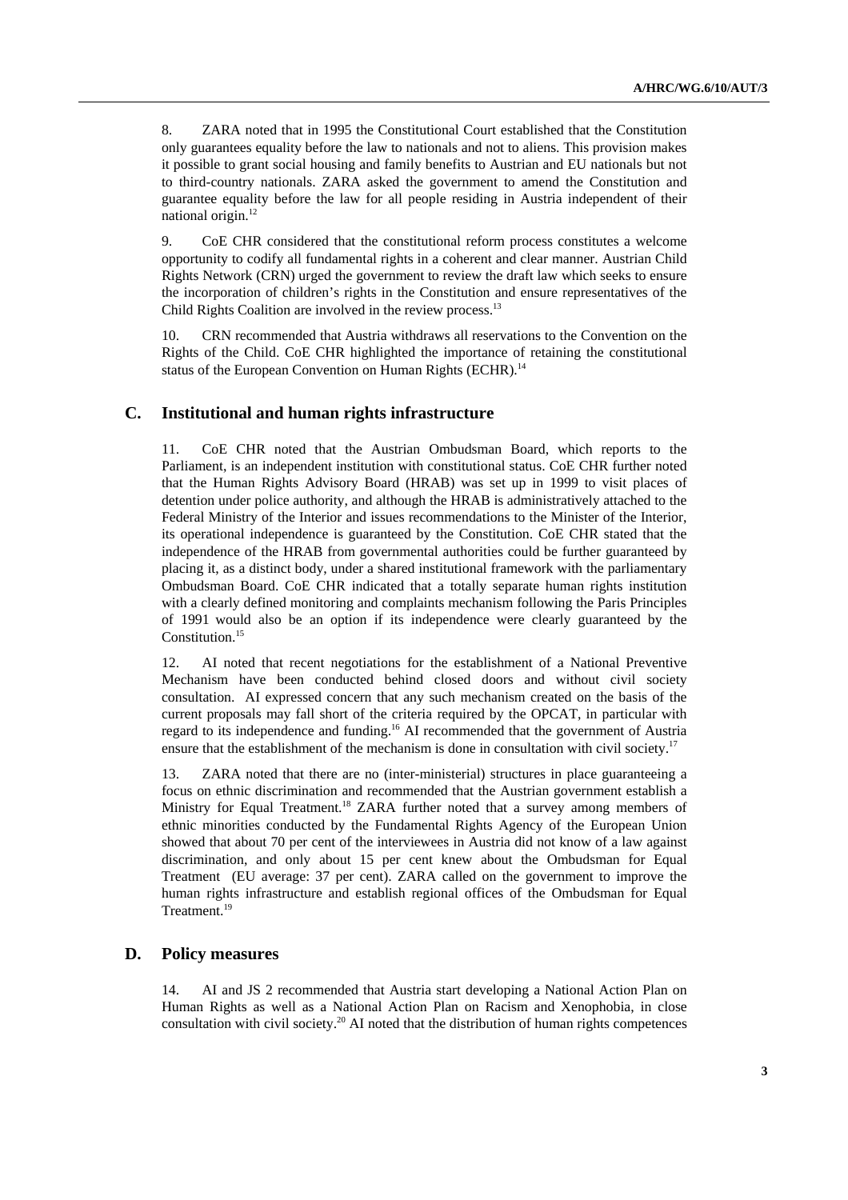8. ZARA noted that in 1995 the Constitutional Court established that the Constitution only guarantees equality before the law to nationals and not to aliens. This provision makes it possible to grant social housing and family benefits to Austrian and EU nationals but not to third-country nationals. ZARA asked the government to amend the Constitution and guarantee equality before the law for all people residing in Austria independent of their national origin.[12]

9. CoE CHR considered that the constitutional reform process constitutes a welcome opportunity to codify all fundamental rights in a coherent and clear manner. Austrian Child Rights Network (CRN) urged the government to review the draft law which seeks to ensure the incorporation of children's rights in the Constitution and ensure representatives of the Child Rights Coalition are involved in the review process.[13]

10. CRN recommended that Austria withdraws all reservations to the Convention on the Rights of the Child. CoE CHR highlighted the importance of retaining the constitutional status of the European Convention on Human Rights (ECHR).[14]

## C. Institutional and human rights infrastructure

11. CoE CHR noted that the Austrian Ombudsman Board, which reports to the Parliament, is an independent institution with constitutional status. CoE CHR further noted that the Human Rights Advisory Board (HRAB) was set up in 1999 to visit places of detention under police authority, and although the HRAB is administratively attached to the Federal Ministry of the Interior and issues recommendations to the Minister of the Interior, its operational independence is guaranteed by the Constitution. CoE CHR stated that the independence of the HRAB from governmental authorities could be further guaranteed by placing it, as a distinct body, under a shared institutional framework with the parliamentary Ombudsman Board. CoE CHR indicated that a totally separate human rights institution with a clearly defined monitoring and complaints mechanism following the Paris Principles of 1991 would also be an option if its independence were clearly guaranteed by the Constitution.[15]

12. AI noted that recent negotiations for the establishment of a National Preventive Mechanism have been conducted behind closed doors and without civil society consultation. AI expressed concern that any such mechanism created on the basis of the current proposals may fall short of the criteria required by the OPCAT, in particular with regard to its independence and funding.[16] AI recommended that the government of Austria ensure that the establishment of the mechanism is done in consultation with civil society.[17]

13. ZARA noted that there are no (inter-ministerial) structures in place guaranteeing a focus on ethnic discrimination and recommended that the Austrian government establish a Ministry for Equal Treatment.[18] ZARA further noted that a survey among members of ethnic minorities conducted by the Fundamental Rights Agency of the European Union showed that about 70 per cent of the interviewees in Austria did not know of a law against discrimination, and only about 15 per cent knew about the Ombudsman for Equal Treatment (EU average: 37 per cent). ZARA called on the government to improve the human rights infrastructure and establish regional offices of the Ombudsman for Equal Treatment.[19]

## D. Policy measures

14. AI and JS 2 recommended that Austria start developing a National Action Plan on Human Rights as well as a National Action Plan on Racism and Xenophobia, in close consultation with civil society.[20] AI noted that the distribution of human rights competences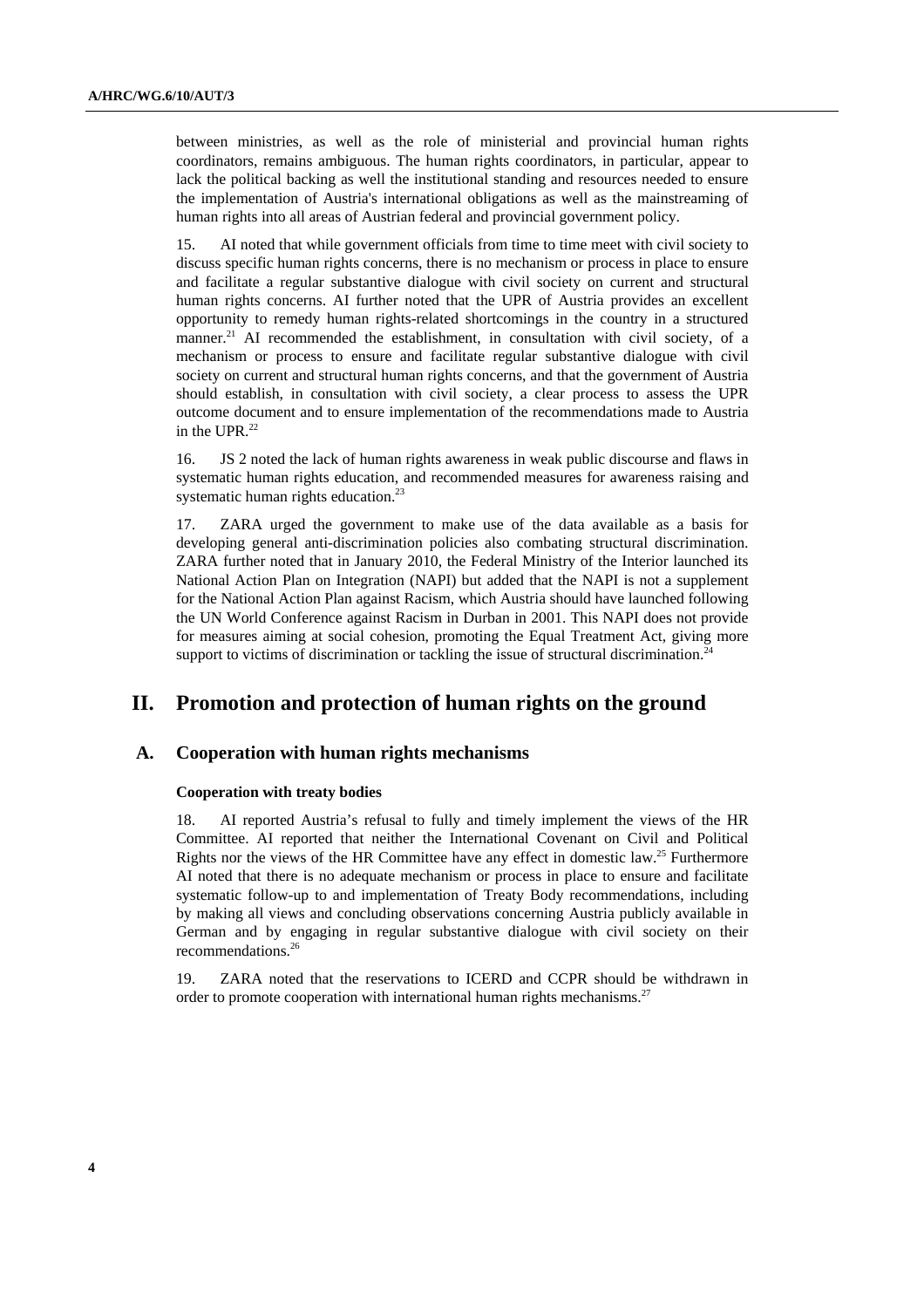between ministries, as well as the role of ministerial and provincial human rights coordinators, remains ambiguous. The human rights coordinators, in particular, appear to lack the political backing as well the institutional standing and resources needed to ensure the implementation of Austria's international obligations as well as the mainstreaming of human rights into all areas of Austrian federal and provincial government policy.

15. AI noted that while government officials from time to time meet with civil society to discuss specific human rights concerns, there is no mechanism or process in place to ensure and facilitate a regular substantive dialogue with civil society on current and structural human rights concerns. AI further noted that the UPR of Austria provides an excellent opportunity to remedy human rights-related shortcomings in the country in a structured manner.[21] AI recommended the establishment, in consultation with civil society, of a mechanism or process to ensure and facilitate regular substantive dialogue with civil society on current and structural human rights concerns, and that the government of Austria should establish, in consultation with civil society, a clear process to assess the UPR outcome document and to ensure implementation of the recommendations made to Austria in the UPR.[22]

16. JS 2 noted the lack of human rights awareness in weak public discourse and flaws in systematic human rights education, and recommended measures for awareness raising and systematic human rights education.[23]

17. ZARA urged the government to make use of the data available as a basis for developing general anti-discrimination policies also combating structural discrimination. ZARA further noted that in January 2010, the Federal Ministry of the Interior launched its National Action Plan on Integration (NAPI) but added that the NAPI is not a supplement for the National Action Plan against Racism, which Austria should have launched following the UN World Conference against Racism in Durban in 2001. This NAPI does not provide for measures aiming at social cohesion, promoting the Equal Treatment Act, giving more support to victims of discrimination or tackling the issue of structural discrimination.[24]

# II. Promotion and protection of human rights on the ground

## A. Cooperation with human rights mechanisms

### Cooperation with treaty bodies

18. AI reported Austria's refusal to fully and timely implement the views of the HR Committee. AI reported that neither the International Covenant on Civil and Political Rights nor the views of the HR Committee have any effect in domestic law.[25] Furthermore AI noted that there is no adequate mechanism or process in place to ensure and facilitate systematic follow-up to and implementation of Treaty Body recommendations, including by making all views and concluding observations concerning Austria publicly available in German and by engaging in regular substantive dialogue with civil society on their recommendations.[26]

19. ZARA noted that the reservations to ICERD and CCPR should be withdrawn in order to promote cooperation with international human rights mechanisms.[27]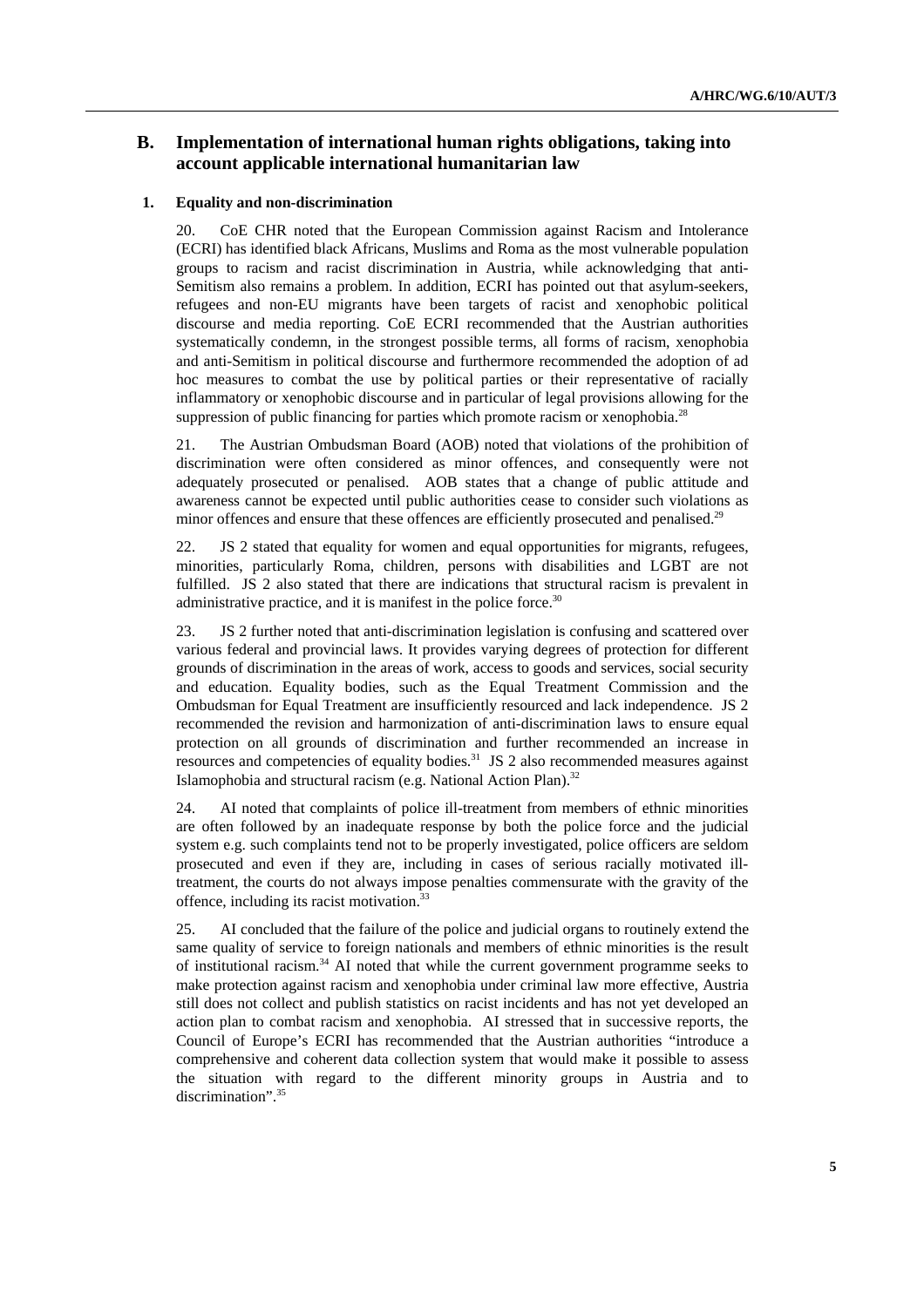## B. Implementation of international human rights obligations, taking into account applicable international humanitarian law

### 1. Equality and non-discrimination

20. CoE CHR noted that the European Commission against Racism and Intolerance (ECRI) has identified black Africans, Muslims and Roma as the most vulnerable population groups to racism and racist discrimination in Austria, while acknowledging that anti-Semitism also remains a problem. In addition, ECRI has pointed out that asylum-seekers, refugees and non-EU migrants have been targets of racist and xenophobic political discourse and media reporting. CoE ECRI recommended that the Austrian authorities systematically condemn, in the strongest possible terms, all forms of racism, xenophobia and anti-Semitism in political discourse and furthermore recommended the adoption of ad hoc measures to combat the use by political parties or their representative of racially inflammatory or xenophobic discourse and in particular of legal provisions allowing for the suppression of public financing for parties which promote racism or xenophobia.[28]

21. The Austrian Ombudsman Board (AOB) noted that violations of the prohibition of discrimination were often considered as minor offences, and consequently were not adequately prosecuted or penalised. AOB states that a change of public attitude and awareness cannot be expected until public authorities cease to consider such violations as minor offences and ensure that these offences are efficiently prosecuted and penalised.[29]

22. JS 2 stated that equality for women and equal opportunities for migrants, refugees, minorities, particularly Roma, children, persons with disabilities and LGBT are not fulfilled. JS 2 also stated that there are indications that structural racism is prevalent in administrative practice, and it is manifest in the police force.[30]

23. JS 2 further noted that anti-discrimination legislation is confusing and scattered over various federal and provincial laws. It provides varying degrees of protection for different grounds of discrimination in the areas of work, access to goods and services, social security and education. Equality bodies, such as the Equal Treatment Commission and the Ombudsman for Equal Treatment are insufficiently resourced and lack independence. JS 2 recommended the revision and harmonization of anti-discrimination laws to ensure equal protection on all grounds of discrimination and further recommended an increase in resources and competencies of equality bodies.[31] JS 2 also recommended measures against Islamophobia and structural racism (e.g. National Action Plan).[32]

24. AI noted that complaints of police ill-treatment from members of ethnic minorities are often followed by an inadequate response by both the police force and the judicial system e.g. such complaints tend not to be properly investigated, police officers are seldom prosecuted and even if they are, including in cases of serious racially motivated ill-treatment, the courts do not always impose penalties commensurate with the gravity of the offence, including its racist motivation.[33]

25. AI concluded that the failure of the police and judicial organs to routinely extend the same quality of service to foreign nationals and members of ethnic minorities is the result of institutional racism.[34] AI noted that while the current government programme seeks to make protection against racism and xenophobia under criminal law more effective, Austria still does not collect and publish statistics on racist incidents and has not yet developed an action plan to combat racism and xenophobia. AI stressed that in successive reports, the Council of Europe's ECRI has recommended that the Austrian authorities "introduce a comprehensive and coherent data collection system that would make it possible to assess the situation with regard to the different minority groups in Austria and to discrimination".[35]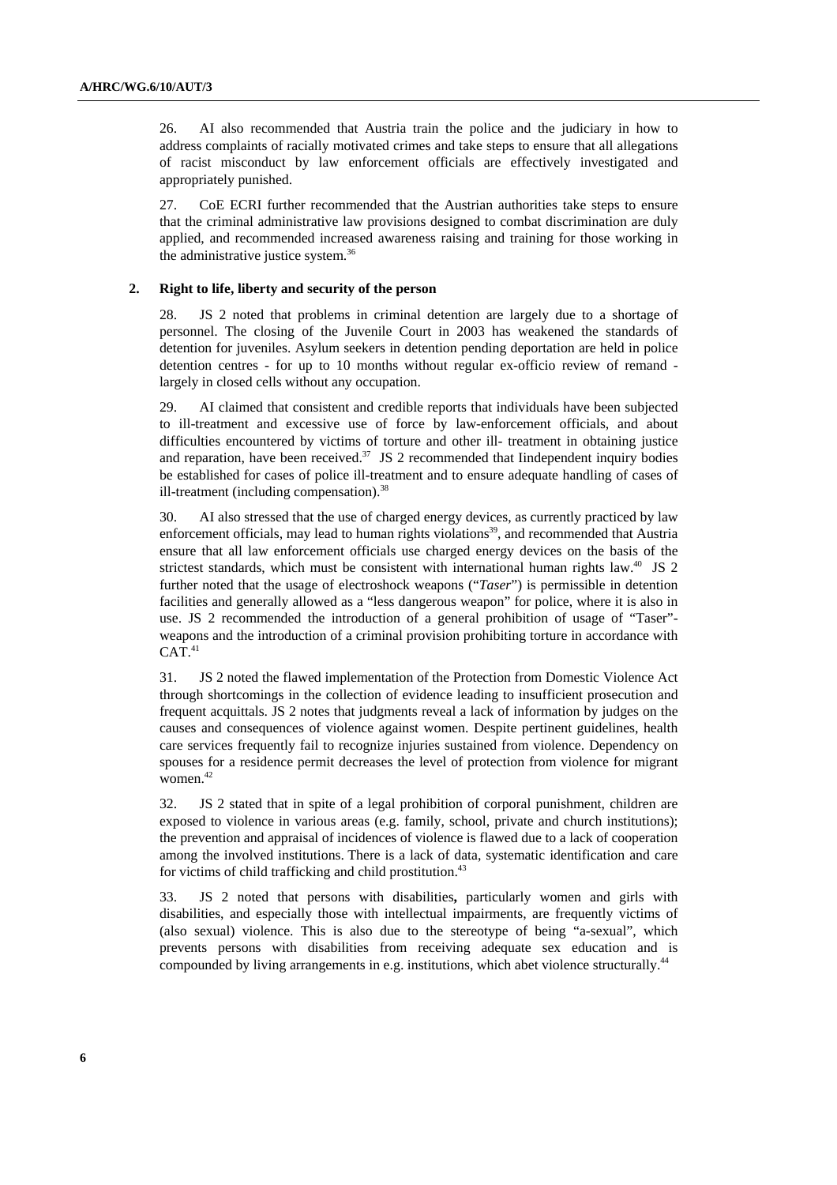26. AI also recommended that Austria train the police and the judiciary in how to address complaints of racially motivated crimes and take steps to ensure that all allegations of racist misconduct by law enforcement officials are effectively investigated and appropriately punished.

27. CoE ECRI further recommended that the Austrian authorities take steps to ensure that the criminal administrative law provisions designed to combat discrimination are duly applied, and recommended increased awareness raising and training for those working in the administrative justice system.[36]

## 2. Right to life, liberty and security of the person

28. JS 2 noted that problems in criminal detention are largely due to a shortage of personnel. The closing of the Juvenile Court in 2003 has weakened the standards of detention for juveniles. Asylum seekers in detention pending deportation are held in police detention centres - for up to 10 months without regular ex-officio review of remand - largely in closed cells without any occupation.

29. AI claimed that consistent and credible reports that individuals have been subjected to ill-treatment and excessive use of force by law-enforcement officials, and about difficulties encountered by victims of torture and other ill- treatment in obtaining justice and reparation, have been received.[37] JS 2 recommended that Iindependent inquiry bodies be established for cases of police ill-treatment and to ensure adequate handling of cases of ill-treatment (including compensation).[38]

30. AI also stressed that the use of charged energy devices, as currently practiced by law enforcement officials, may lead to human rights violations[39], and recommended that Austria ensure that all law enforcement officials use charged energy devices on the basis of the strictest standards, which must be consistent with international human rights law.[40] JS 2 further noted that the usage of electroshock weapons ("*Taser*") is permissible in detention facilities and generally allowed as a "less dangerous weapon" for police, where it is also in use. JS 2 recommended the introduction of a general prohibition of usage of "Taser"-weapons and the introduction of a criminal provision prohibiting torture in accordance with CAT.[41]

31. JS 2 noted the flawed implementation of the Protection from Domestic Violence Act through shortcomings in the collection of evidence leading to insufficient prosecution and frequent acquittals. JS 2 notes that judgments reveal a lack of information by judges on the causes and consequences of violence against women. Despite pertinent guidelines, health care services frequently fail to recognize injuries sustained from violence. Dependency on spouses for a residence permit decreases the level of protection from violence for migrant women.[42]

32. JS 2 stated that in spite of a legal prohibition of corporal punishment, children are exposed to violence in various areas (e.g. family, school, private and church institutions); the prevention and appraisal of incidences of violence is flawed due to a lack of cooperation among the involved institutions. There is a lack of data, systematic identification and care for victims of child trafficking and child prostitution.[43]

33. JS 2 noted that persons with disabilities**,** particularly women and girls with disabilities, and especially those with intellectual impairments, are frequently victims of (also sexual) violence. This is also due to the stereotype of being "a-sexual", which prevents persons with disabilities from receiving adequate sex education and is compounded by living arrangements in e.g. institutions, which abet violence structurally.[44]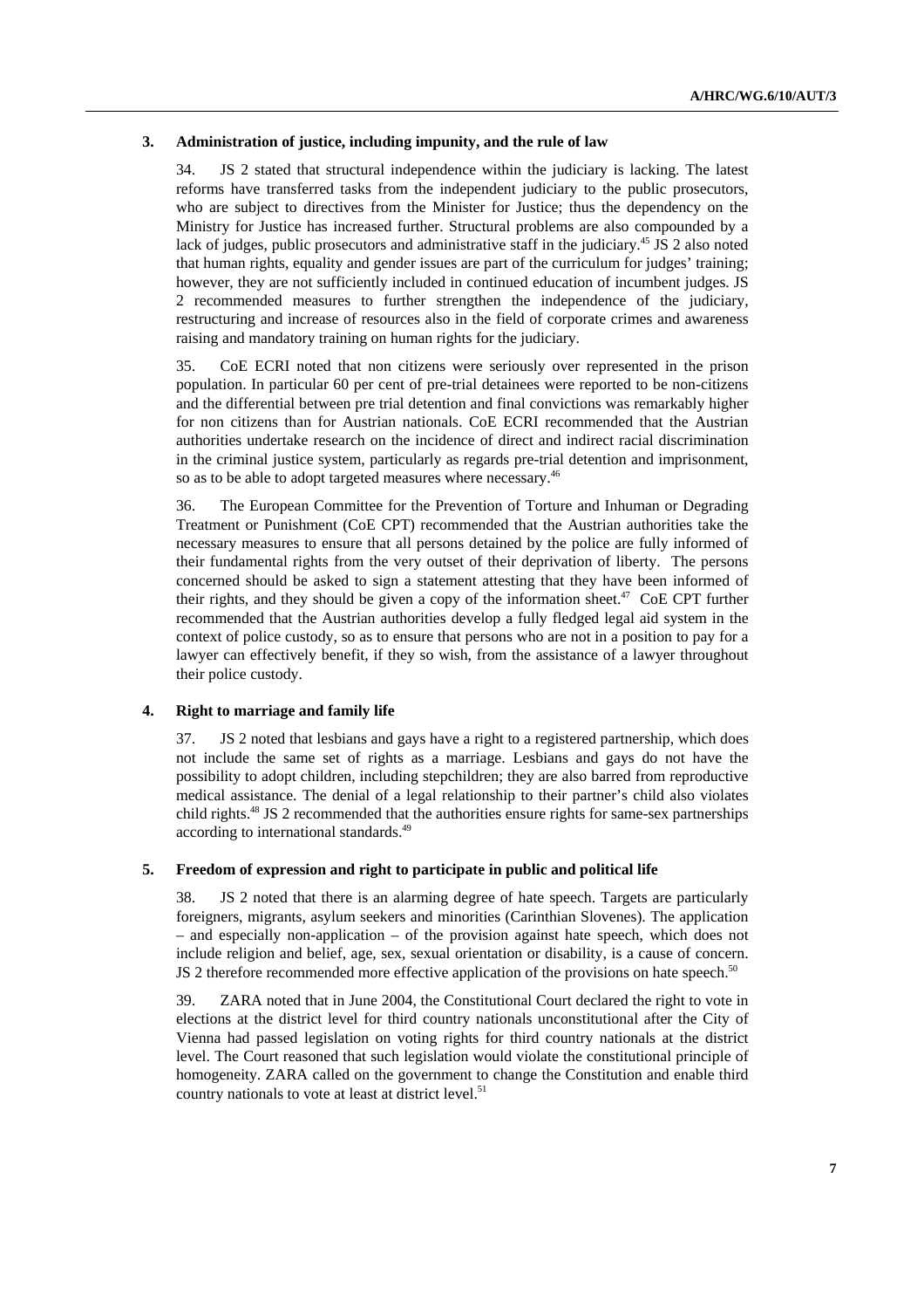### 3. Administration of justice, including impunity, and the rule of law

34. JS 2 stated that structural independence within the judiciary is lacking. The latest reforms have transferred tasks from the independent judiciary to the public prosecutors, who are subject to directives from the Minister for Justice; thus the dependency on the Ministry for Justice has increased further. Structural problems are also compounded by a lack of judges, public prosecutors and administrative staff in the judiciary.[45] JS 2 also noted that human rights, equality and gender issues are part of the curriculum for judges' training; however, they are not sufficiently included in continued education of incumbent judges. JS 2 recommended measures to further strengthen the independence of the judiciary, restructuring and increase of resources also in the field of corporate crimes and awareness raising and mandatory training on human rights for the judiciary.

35. CoE ECRI noted that non citizens were seriously over represented in the prison population. In particular 60 per cent of pre-trial detainees were reported to be non-citizens and the differential between pre trial detention and final convictions was remarkably higher for non citizens than for Austrian nationals. CoE ECRI recommended that the Austrian authorities undertake research on the incidence of direct and indirect racial discrimination in the criminal justice system, particularly as regards pre-trial detention and imprisonment, so as to be able to adopt targeted measures where necessary.[46]

36. The European Committee for the Prevention of Torture and Inhuman or Degrading Treatment or Punishment (CoE CPT) recommended that the Austrian authorities take the necessary measures to ensure that all persons detained by the police are fully informed of their fundamental rights from the very outset of their deprivation of liberty. The persons concerned should be asked to sign a statement attesting that they have been informed of their rights, and they should be given a copy of the information sheet.[47] CoE CPT further recommended that the Austrian authorities develop a fully fledged legal aid system in the context of police custody, so as to ensure that persons who are not in a position to pay for a lawyer can effectively benefit, if they so wish, from the assistance of a lawyer throughout their police custody.

### 4. Right to marriage and family life

37. JS 2 noted that lesbians and gays have a right to a registered partnership, which does not include the same set of rights as a marriage. Lesbians and gays do not have the possibility to adopt children, including stepchildren; they are also barred from reproductive medical assistance. The denial of a legal relationship to their partner's child also violates child rights.[48] JS 2 recommended that the authorities ensure rights for same-sex partnerships according to international standards.[49]

### 5. Freedom of expression and right to participate in public and political life

38. JS 2 noted that there is an alarming degree of hate speech. Targets are particularly foreigners, migrants, asylum seekers and minorities (Carinthian Slovenes). The application – and especially non-application – of the provision against hate speech, which does not include religion and belief, age, sex, sexual orientation or disability, is a cause of concern. JS 2 therefore recommended more effective application of the provisions on hate speech.[50]

39. ZARA noted that in June 2004, the Constitutional Court declared the right to vote in elections at the district level for third country nationals unconstitutional after the City of Vienna had passed legislation on voting rights for third country nationals at the district level. The Court reasoned that such legislation would violate the constitutional principle of homogeneity. ZARA called on the government to change the Constitution and enable third country nationals to vote at least at district level.[51]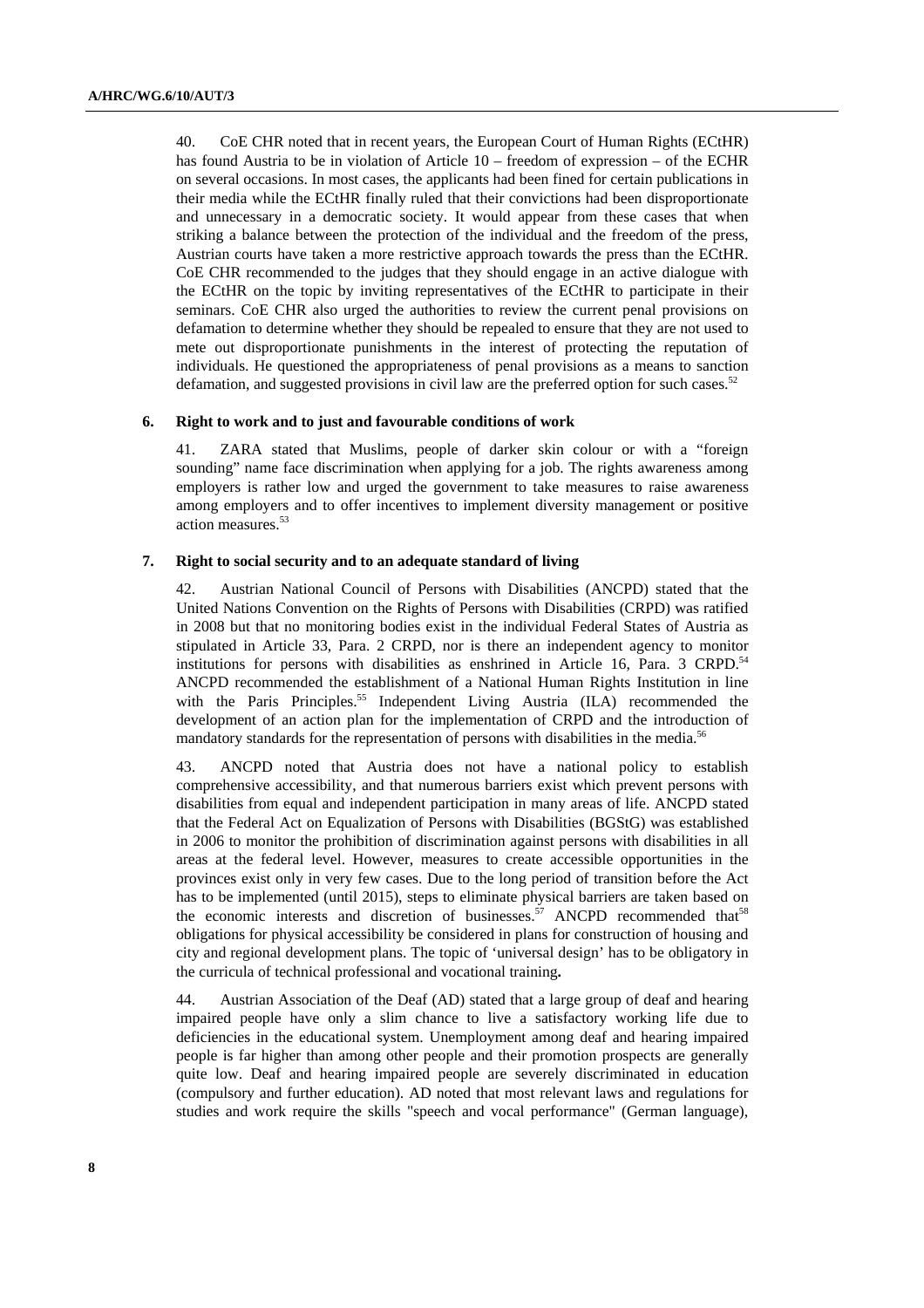40. CoE CHR noted that in recent years, the European Court of Human Rights (ECtHR) has found Austria to be in violation of Article 10 – freedom of expression – of the ECHR on several occasions. In most cases, the applicants had been fined for certain publications in their media while the ECtHR finally ruled that their convictions had been disproportionate and unnecessary in a democratic society. It would appear from these cases that when striking a balance between the protection of the individual and the freedom of the press, Austrian courts have taken a more restrictive approach towards the press than the ECtHR. CoE CHR recommended to the judges that they should engage in an active dialogue with the ECtHR on the topic by inviting representatives of the ECtHR to participate in their seminars. CoE CHR also urged the authorities to review the current penal provisions on defamation to determine whether they should be repealed to ensure that they are not used to mete out disproportionate punishments in the interest of protecting the reputation of individuals. He questioned the appropriateness of penal provisions as a means to sanction defamation, and suggested provisions in civil law are the preferred option for such cases.[52]

### 6. Right to work and to just and favourable conditions of work

41. ZARA stated that Muslims, people of darker skin colour or with a "foreign sounding" name face discrimination when applying for a job. The rights awareness among employers is rather low and urged the government to take measures to raise awareness among employers and to offer incentives to implement diversity management or positive action measures.[53]

### 7. Right to social security and to an adequate standard of living

42. Austrian National Council of Persons with Disabilities (ANCPD) stated that the United Nations Convention on the Rights of Persons with Disabilities (CRPD) was ratified in 2008 but that no monitoring bodies exist in the individual Federal States of Austria as stipulated in Article 33, Para. 2 CRPD, nor is there an independent agency to monitor institutions for persons with disabilities as enshrined in Article 16, Para. 3 CRPD.[54] ANCPD recommended the establishment of a National Human Rights Institution in line with the Paris Principles.[55] Independent Living Austria (ILA) recommended the development of an action plan for the implementation of CRPD and the introduction of mandatory standards for the representation of persons with disabilities in the media.[56]

43. ANCPD noted that Austria does not have a national policy to establish comprehensive accessibility, and that numerous barriers exist which prevent persons with disabilities from equal and independent participation in many areas of life. ANCPD stated that the Federal Act on Equalization of Persons with Disabilities (BGStG) was established in 2006 to monitor the prohibition of discrimination against persons with disabilities in all areas at the federal level. However, measures to create accessible opportunities in the provinces exist only in very few cases. Due to the long period of transition before the Act has to be implemented (until 2015), steps to eliminate physical barriers are taken based on the economic interests and discretion of businesses.[57] ANCPD recommended that[58] obligations for physical accessibility be considered in plans for construction of housing and city and regional development plans. The topic of 'universal design' has to be obligatory in the curricula of technical professional and vocational training**.**

44. Austrian Association of the Deaf (AD) stated that a large group of deaf and hearing impaired people have only a slim chance to live a satisfactory working life due to deficiencies in the educational system. Unemployment among deaf and hearing impaired people is far higher than among other people and their promotion prospects are generally quite low. Deaf and hearing impaired people are severely discriminated in education (compulsory and further education). AD noted that most relevant laws and regulations for studies and work require the skills "speech and vocal performance" (German language),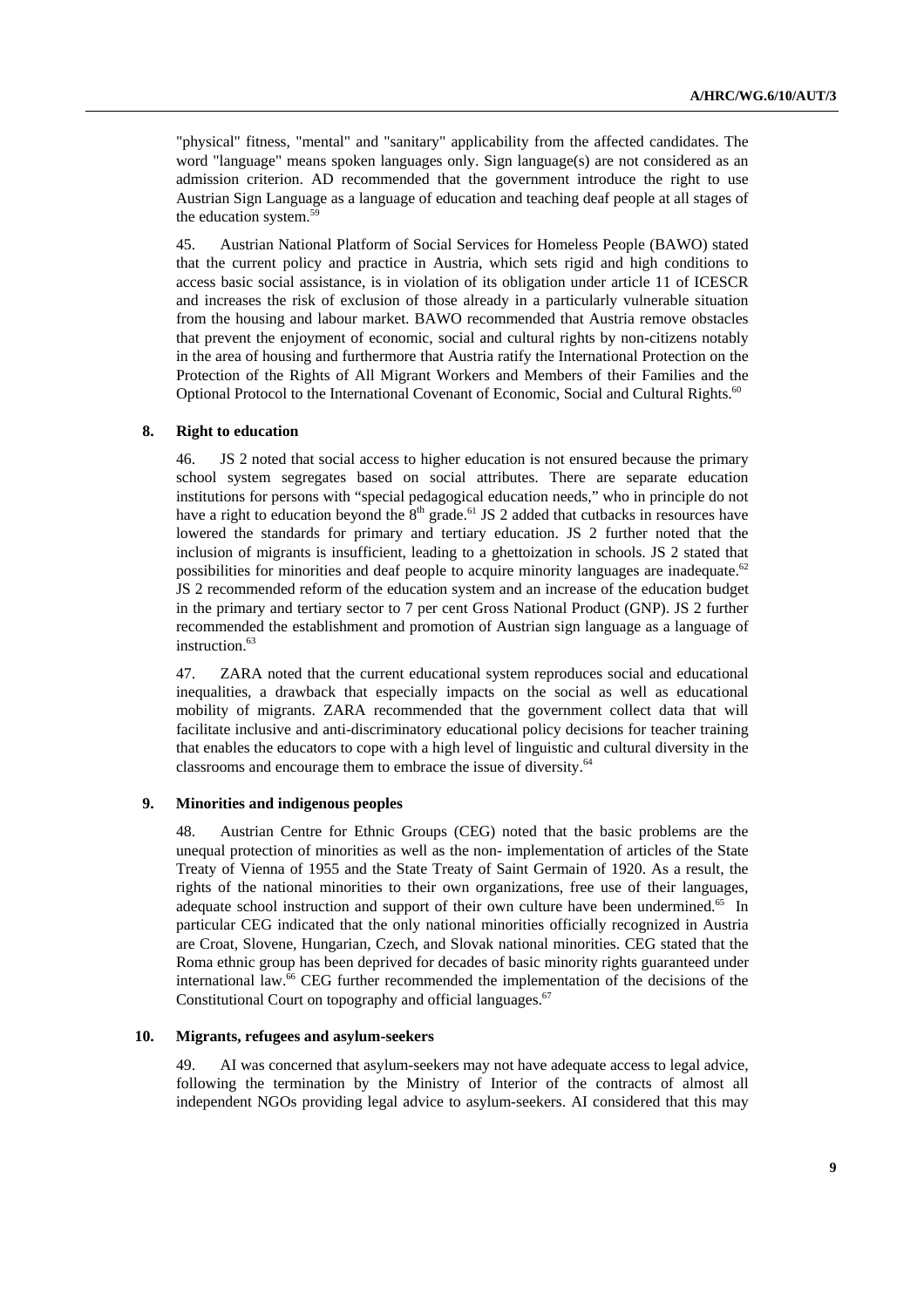"physical" fitness, "mental" and "sanitary" applicability from the affected candidates. The word "language" means spoken languages only. Sign language(s) are not considered as an admission criterion. AD recommended that the government introduce the right to use Austrian Sign Language as a language of education and teaching deaf people at all stages of the education system.[59]

45. Austrian National Platform of Social Services for Homeless People (BAWO) stated that the current policy and practice in Austria, which sets rigid and high conditions to access basic social assistance, is in violation of its obligation under article 11 of ICESCR and increases the risk of exclusion of those already in a particularly vulnerable situation from the housing and labour market. BAWO recommended that Austria remove obstacles that prevent the enjoyment of economic, social and cultural rights by non-citizens notably in the area of housing and furthermore that Austria ratify the International Protection on the Protection of the Rights of All Migrant Workers and Members of their Families and the Optional Protocol to the International Covenant of Economic, Social and Cultural Rights.[60]

### 8. Right to education

46. JS 2 noted that social access to higher education is not ensured because the primary school system segregates based on social attributes. There are separate education institutions for persons with "special pedagogical education needs," who in principle do not have a right to education beyond the 8th grade.[61] JS 2 added that cutbacks in resources have lowered the standards for primary and tertiary education. JS 2 further noted that the inclusion of migrants is insufficient, leading to a ghettoization in schools. JS 2 stated that possibilities for minorities and deaf people to acquire minority languages are inadequate.[62] JS 2 recommended reform of the education system and an increase of the education budget in the primary and tertiary sector to 7 per cent Gross National Product (GNP). JS 2 further recommended the establishment and promotion of Austrian sign language as a language of instruction.[63]

47. ZARA noted that the current educational system reproduces social and educational inequalities, a drawback that especially impacts on the social as well as educational mobility of migrants. ZARA recommended that the government collect data that will facilitate inclusive and anti-discriminatory educational policy decisions for teacher training that enables the educators to cope with a high level of linguistic and cultural diversity in the classrooms and encourage them to embrace the issue of diversity.[64]

### 9. Minorities and indigenous peoples

48. Austrian Centre for Ethnic Groups (CEG) noted that the basic problems are the unequal protection of minorities as well as the non- implementation of articles of the State Treaty of Vienna of 1955 and the State Treaty of Saint Germain of 1920. As a result, the rights of the national minorities to their own organizations, free use of their languages, adequate school instruction and support of their own culture have been undermined.[65] In particular CEG indicated that the only national minorities officially recognized in Austria are Croat, Slovene, Hungarian, Czech, and Slovak national minorities. CEG stated that the Roma ethnic group has been deprived for decades of basic minority rights guaranteed under international law.[66] CEG further recommended the implementation of the decisions of the Constitutional Court on topography and official languages.[67]

### 10. Migrants, refugees and asylum-seekers

49. AI was concerned that asylum-seekers may not have adequate access to legal advice, following the termination by the Ministry of Interior of the contracts of almost all independent NGOs providing legal advice to asylum-seekers. AI considered that this may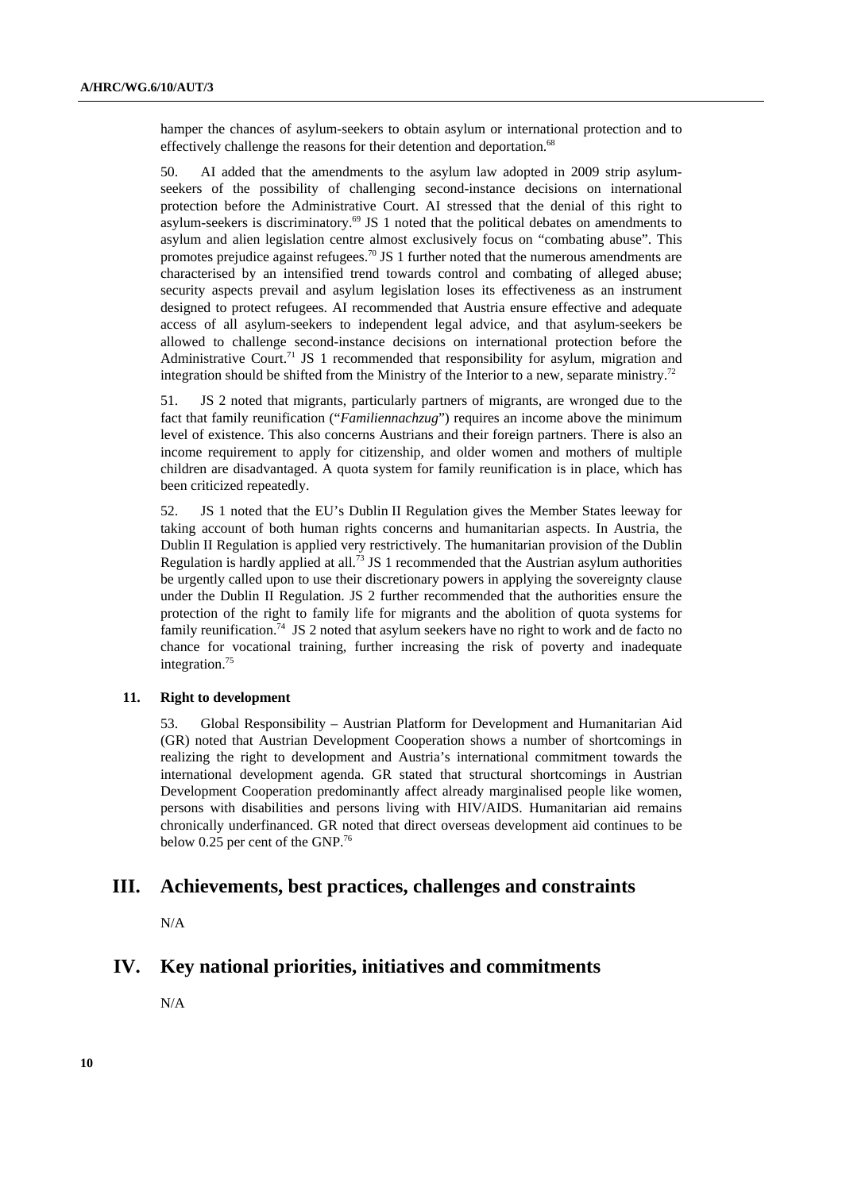hamper the chances of asylum-seekers to obtain asylum or international protection and to effectively challenge the reasons for their detention and deportation.[68]

50. AI added that the amendments to the asylum law adopted in 2009 strip asylum-seekers of the possibility of challenging second-instance decisions on international protection before the Administrative Court. AI stressed that the denial of this right to asylum-seekers is discriminatory.[69] JS 1 noted that the political debates on amendments to asylum and alien legislation centre almost exclusively focus on "combating abuse". This promotes prejudice against refugees.[70] JS 1 further noted that the numerous amendments are characterised by an intensified trend towards control and combating of alleged abuse; security aspects prevail and asylum legislation loses its effectiveness as an instrument designed to protect refugees. AI recommended that Austria ensure effective and adequate access of all asylum-seekers to independent legal advice, and that asylum-seekers be allowed to challenge second-instance decisions on international protection before the Administrative Court.[71] JS 1 recommended that responsibility for asylum, migration and integration should be shifted from the Ministry of the Interior to a new, separate ministry.[72]

51. JS 2 noted that migrants, particularly partners of migrants, are wronged due to the fact that family reunification ("*Familiennachzug*") requires an income above the minimum level of existence. This also concerns Austrians and their foreign partners. There is also an income requirement to apply for citizenship, and older women and mothers of multiple children are disadvantaged. A quota system for family reunification is in place, which has been criticized repeatedly.

52. JS 1 noted that the EU's Dublin II Regulation gives the Member States leeway for taking account of both human rights concerns and humanitarian aspects. In Austria, the Dublin II Regulation is applied very restrictively. The humanitarian provision of the Dublin Regulation is hardly applied at all.[73] JS 1 recommended that the Austrian asylum authorities be urgently called upon to use their discretionary powers in applying the sovereignty clause under the Dublin II Regulation. JS 2 further recommended that the authorities ensure the protection of the right to family life for migrants and the abolition of quota systems for family reunification.[74] JS 2 noted that asylum seekers have no right to work and de facto no chance for vocational training, further increasing the risk of poverty and inadequate integration.[75]

### 11. Right to development

53. Global Responsibility – Austrian Platform for Development and Humanitarian Aid (GR) noted that Austrian Development Cooperation shows a number of shortcomings in realizing the right to development and Austria's international commitment towards the international development agenda. GR stated that structural shortcomings in Austrian Development Cooperation predominantly affect already marginalised people like women, persons with disabilities and persons living with HIV/AIDS. Humanitarian aid remains chronically underfinanced. GR noted that direct overseas development aid continues to be below 0.25 per cent of the GNP.[76]

## III. Achievements, best practices, challenges and constraints

N/A

## IV. Key national priorities, initiatives and commitments

N/A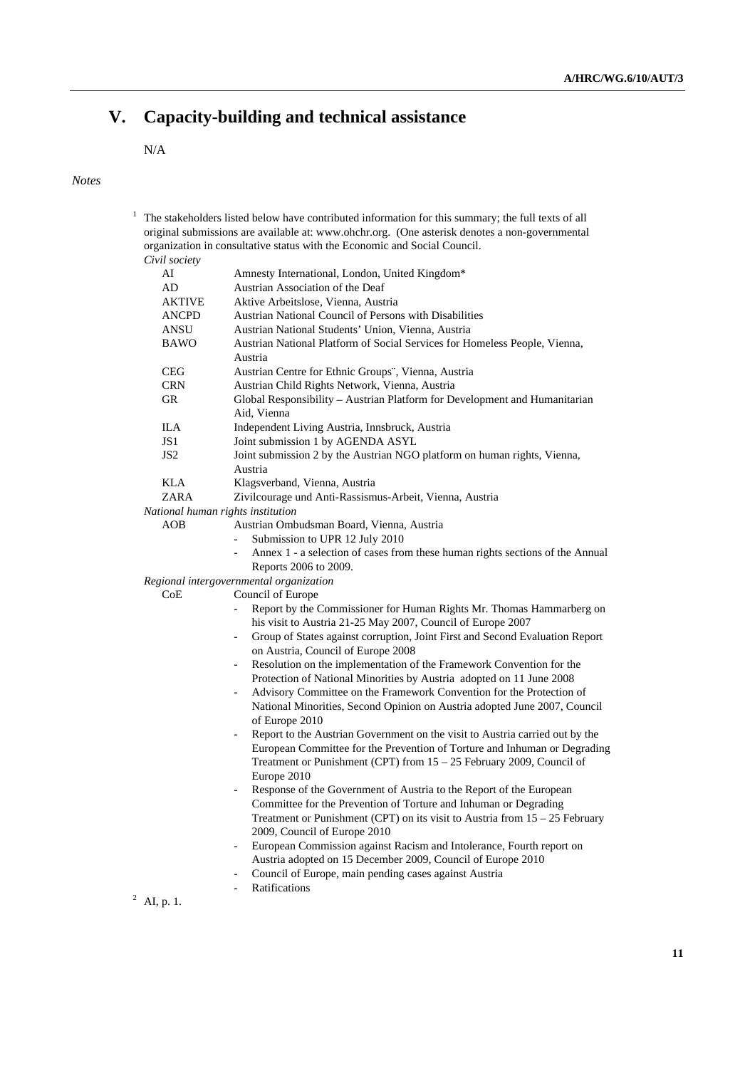# V. Capacity-building and technical assistance

N/A

*Notes*

[1] The stakeholders listed below have contributed information for this summary; the full texts of all original submissions are available at: www.ohchr.org. (One asterisk denotes a non-governmental organization in consultative status with the Economic and Social Council.

*Civil society*

| | |
|---|---|
| AI | Amnesty International, London, United Kingdom* |
| AD | Austrian Association of the Deaf |
| AKTIVE | Aktive Arbeitslose, Vienna, Austria |
| ANCPD | Austrian National Council of Persons with Disabilities |
| ANSU | Austrian National Students' Union, Vienna, Austria |
| BAWO | Austrian National Platform of Social Services for Homeless People, Vienna, Austria |
| CEG | Austrian Centre for Ethnic Groups¨, Vienna, Austria |
| CRN | Austrian Child Rights Network, Vienna, Austria |
| GR | Global Responsibility – Austrian Platform for Development and Humanitarian Aid, Vienna |
| ILA | Independent Living Austria, Innsbruck, Austria |
| JS1 | Joint submission 1 by AGENDA ASYL |
| JS2 | Joint submission 2 by the Austrian NGO platform on human rights, Vienna, Austria |
| KLA | Klagsverband, Vienna, Austria |
| ZARA | Zivilcourage und Anti-Rassismus-Arbeit, Vienna, Austria |

*National human rights institution*

AOB Austrian Ombudsman Board, Vienna, Austria
- Submission to UPR 12 July 2010
- Annex 1 - a selection of cases from these human rights sections of the Annual Reports 2006 to 2009.

*Regional intergovernmental organization*

CoE Council of Europe
- Report by the Commissioner for Human Rights Mr. Thomas Hammarberg on his visit to Austria 21-25 May 2007, Council of Europe 2007
- Group of States against corruption, Joint First and Second Evaluation Report on Austria, Council of Europe 2008
- Resolution on the implementation of the Framework Convention for the Protection of National Minorities by Austria adopted on 11 June 2008
- Advisory Committee on the Framework Convention for the Protection of National Minorities, Second Opinion on Austria adopted June 2007, Council of Europe 2010
- Report to the Austrian Government on the visit to Austria carried out by the European Committee for the Prevention of Torture and Inhuman or Degrading Treatment or Punishment (CPT) from 15 – 25 February 2009, Council of Europe 2010
- Response of the Government of Austria to the Report of the European Committee for the Prevention of Torture and Inhuman or Degrading Treatment or Punishment (CPT) on its visit to Austria from 15 – 25 February 2009, Council of Europe 2010
- European Commission against Racism and Intolerance, Fourth report on Austria adopted on 15 December 2009, Council of Europe 2010
- Council of Europe, main pending cases against Austria
- Ratifications

[2] AI, p. 1.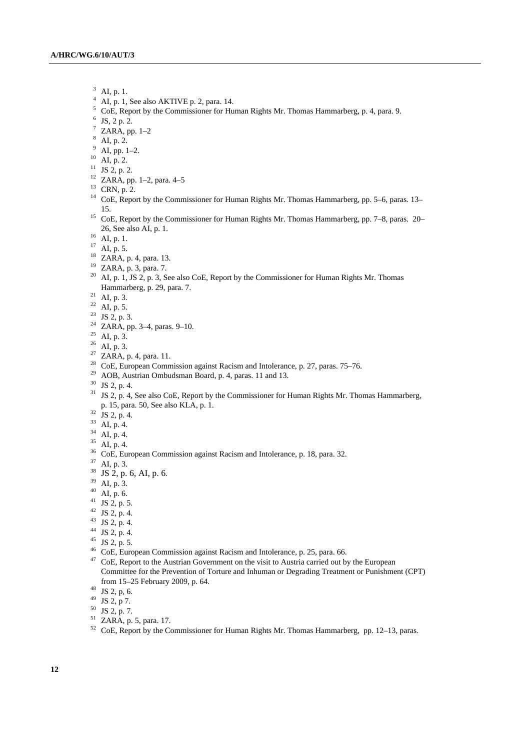[3] AI, p. 1.

[4] AI, p. 1, See also AKTIVE p. 2, para. 14.

[5] CoE, Report by the Commissioner for Human Rights Mr. Thomas Hammarberg, p. 4, para. 9.

[6] JS, 2 p. 2.

[7] ZARA, pp. 1–2

[8] AI, p. 2.

[9] AI, pp. 1–2.

[10] AI, p. 2.

[11] JS 2, p. 2.

[12] ZARA, pp. 1–2, para. 4–5

[13] CRN, p. 2.

[14] CoE, Report by the Commissioner for Human Rights Mr. Thomas Hammarberg, pp. 5–6, paras. 13–15.

[15] CoE, Report by the Commissioner for Human Rights Mr. Thomas Hammarberg, pp. 7–8, paras. 20–26, See also AI, p. 1.

[16] AI, p. 1.

[17] AI, p. 5.

[18] ZARA, p. 4, para. 13.

[19] ZARA, p. 3, para. 7.

[20] AI, p. 1, JS 2, p. 3, See also CoE, Report by the Commissioner for Human Rights Mr. Thomas Hammarberg, p. 29, para. 7.

[21] AI, p. 3.

[22] AI, p. 5.

[23] JS 2, p. 3.

[24] ZARA, pp. 3–4, paras. 9–10.

[25] AI, p. 3.

[26] AI, p. 3.

[27] ZARA, p. 4, para. 11.

[28] CoE, European Commission against Racism and Intolerance, p. 27, paras. 75–76.

[29] AOB, Austrian Ombudsman Board, p. 4, paras. 11 and 13.

[30] JS 2, p. 4.

[31] JS 2, p. 4, See also CoE, Report by the Commissioner for Human Rights Mr. Thomas Hammarberg, p. 15, para. 50, See also KLA, p. 1.

[32] JS 2, p. 4.

[33] AI, p. 4.

[34] AI, p. 4.

[35] AI, p. 4.

[36] CoE, European Commission against Racism and Intolerance, p. 18, para. 32.

[37] AI, p. 3.

[38] JS 2, p. 6, AI, p. 6.

[39] AI, p. 3.

[40] AI, p. 6.

[41] JS 2, p. 5.

[42] JS 2, p. 4.

[43] JS 2, p. 4.

[44] JS 2, p. 4.

[45] JS 2, p. 5.

[46] CoE, European Commission against Racism and Intolerance, p. 25, para. 66.

[47] CoE, Report to the Austrian Government on the visit to Austria carried out by the European Committee for the Prevention of Torture and Inhuman or Degrading Treatment or Punishment (CPT) from 15–25 February 2009, p. 64.

[48] JS 2, p, 6.

[49] JS 2, p 7.

[50] JS 2, p. 7.

[51] ZARA, p. 5, para. 17.

[52] CoE, Report by the Commissioner for Human Rights Mr. Thomas Hammarberg, pp. 12–13, paras.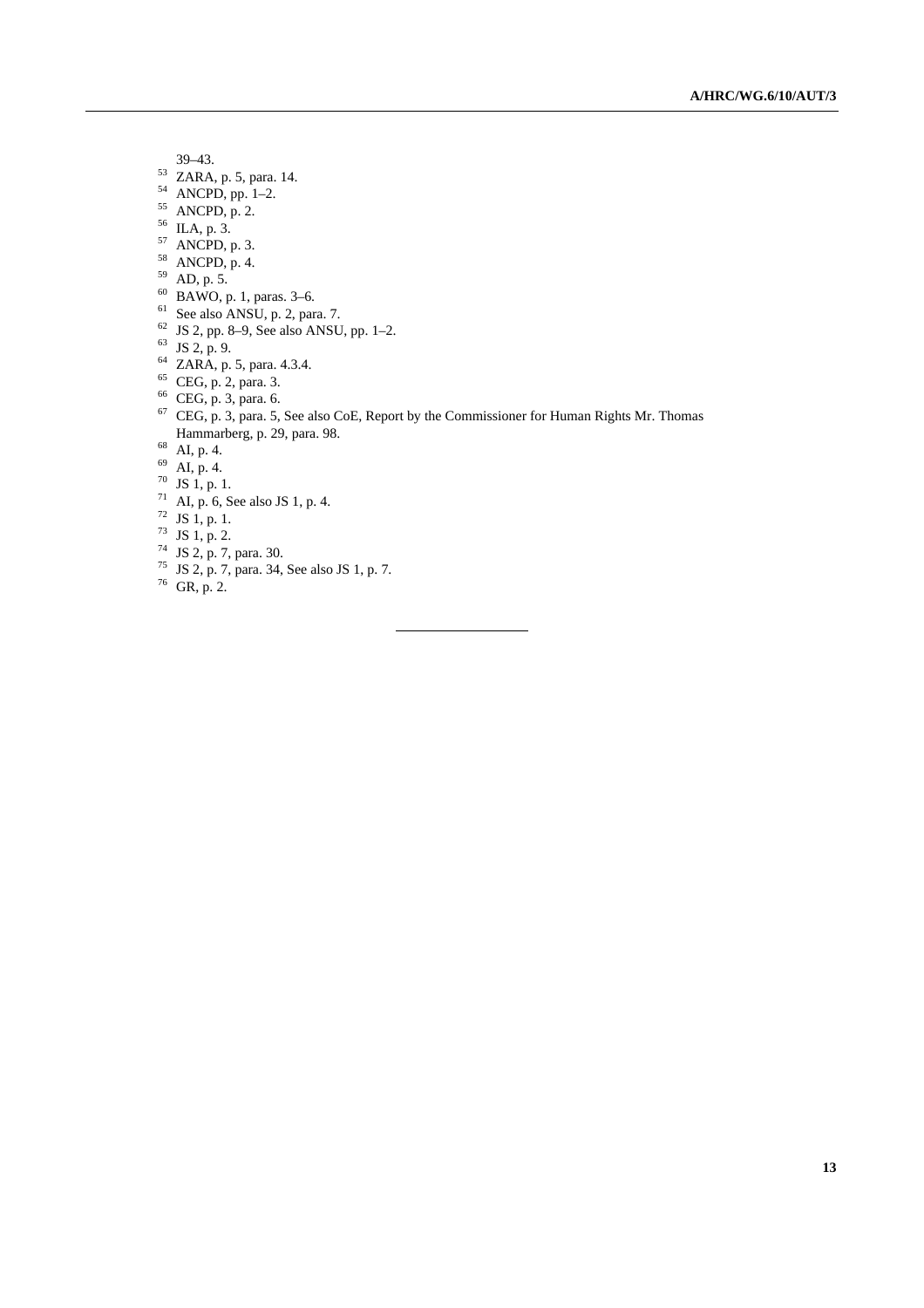39–43.

[53] ZARA, p. 5, para. 14.

[54] ANCPD, pp. 1–2.

[55] ANCPD, p. 2.

[56] ILA, p. 3.

[57] ANCPD, p. 3.

[58] ANCPD, p. 4.

[59] AD, p. 5.

[60] BAWO, p. 1, paras. 3–6.

[61] See also ANSU, p. 2, para. 7.

[62] JS 2, pp. 8–9, See also ANSU, pp. 1–2.

[63] JS 2, p. 9.

[64] ZARA, p. 5, para. 4.3.4.

[65] CEG, p. 2, para. 3.

[66] CEG, p. 3, para. 6.

[67] CEG, p. 3, para. 5, See also CoE, Report by the Commissioner for Human Rights Mr. Thomas Hammarberg, p. 29, para. 98.

[68] AI, p. 4.

[69] AI, p. 4.

[70] JS 1, p. 1.

[71] AI, p. 6, See also JS 1, p. 4.

[72] JS 1, p. 1.

[73] JS 1, p. 2.

[74] JS 2, p. 7, para. 30.

[75] JS 2, p. 7, para. 34, See also JS 1, p. 7.

[76] GR, p. 2.